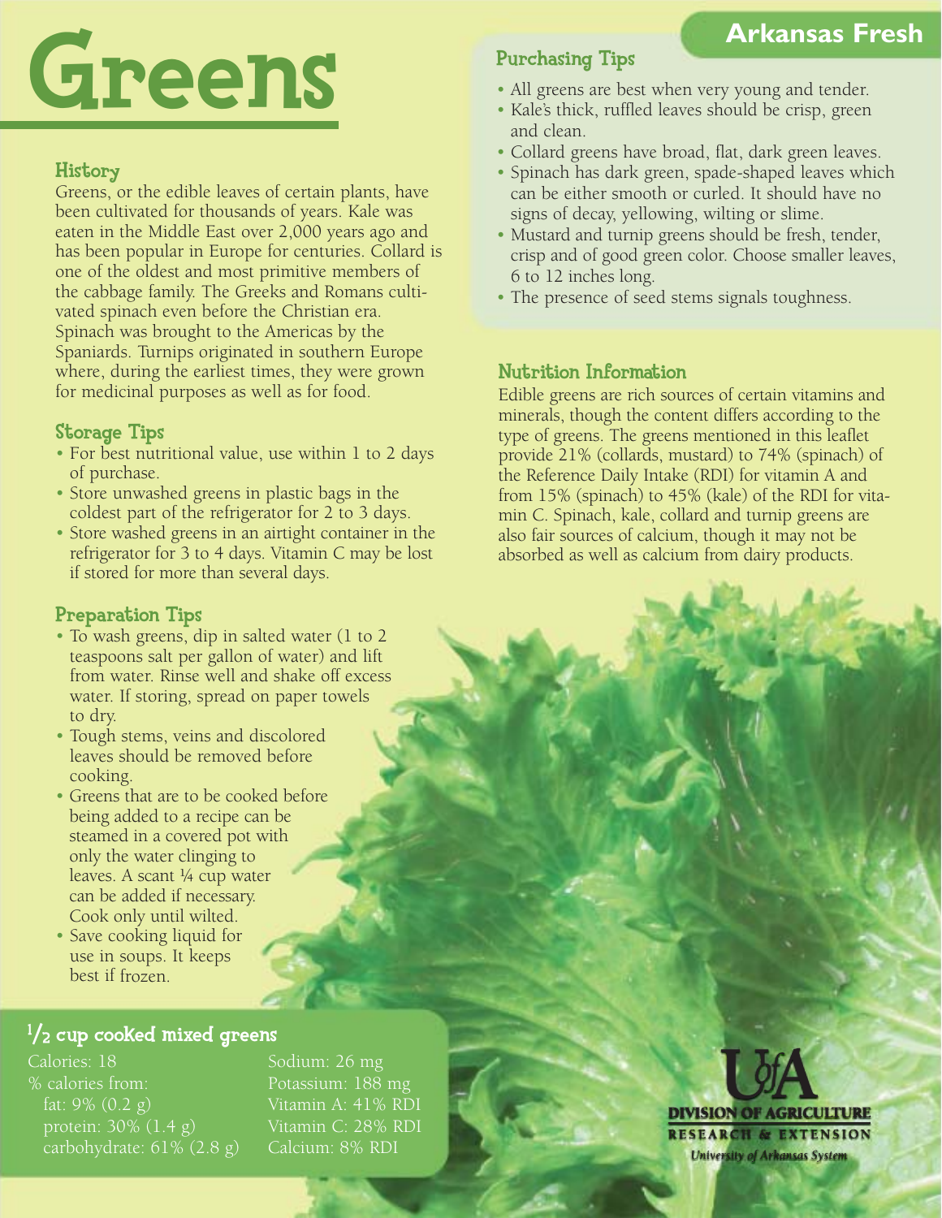# Greens

## History

Greens, or the edible leaves of certain plants, have been cultivated for thousands of years. Kale was eaten in the Middle East over 2,000 years ago and has been popular in Europe for centuries. Collard is one of the oldest and most primitive members of the cabbage family. The Greeks and Romans cultivated spinach even before the Christian era. Spinach was brought to the Americas by the Spaniards. Turnips originated in southern Europe where, during the earliest times, they were grown for medicinal purposes as well as for food.

## Storage Tips

- For best nutritional value, use within 1 to 2 days of purchase.
- Store unwashed greens in plastic bags in the coldest part of the refrigerator for 2 to 3 days.
- Store washed greens in an airtight container in the refrigerator for 3 to 4 days. Vitamin C may be lost if stored for more than several days.

## Preparation Tips

- To wash greens, dip in salted water (1 to 2 teaspoons salt per gallon of water) and lift from water. Rinse well and shake off excess water. If storing, spread on paper towels to dry.
- Tough stems, veins and discolored leaves should be removed before cooking.
- Greens that are to be cooked before being added to a recipe can be steamed in a covered pot with only the water clinging to leaves. A scant ¼ cup water can be added if necessary. Cook only until wilted.
- Save cooking liquid for use in soups. It keeps best if frozen.

## 1/2 cup cooked mixed greens

Calories: 18
% calories from:
fat: 9% (0.2 g)
protein: 30% (1.4 g)
carbohydrate: 61% (2.8 g)

Sodium: 26 mg
Potassium: 188 mg
Vitamin A: 41% RDI
Vitamin C: 28% RDI
Calcium: 8% RDI

## Arkansas Fresh

## Purchasing Tips

- All greens are best when very young and tender.
- Kale's thick, ruffled leaves should be crisp, green and clean.
- Collard greens have broad, flat, dark green leaves.
- Spinach has dark green, spade-shaped leaves which can be either smooth or curled. It should have no signs of decay, yellowing, wilting or slime.
- Mustard and turnip greens should be fresh, tender, crisp and of good green color. Choose smaller leaves, 6 to 12 inches long.
- The presence of seed stems signals toughness.

## Nutrition Information

Edible greens are rich sources of certain vitamins and minerals, though the content differs according to the type of greens. The greens mentioned in this leaflet provide 21% (collards, mustard) to 74% (spinach) of the Reference Daily Intake (RDI) for vitamin A and from 15% (spinach) to 45% (kale) of the RDI for vitamin C. Spinach, kale, collard and turnip greens are also fair sources of calcium, though it may not be absorbed as well as calcium from dairy products.

UofA
DIVISION OF AGRICULTURE
RESEARCH & EXTENSION
University of Arkansas System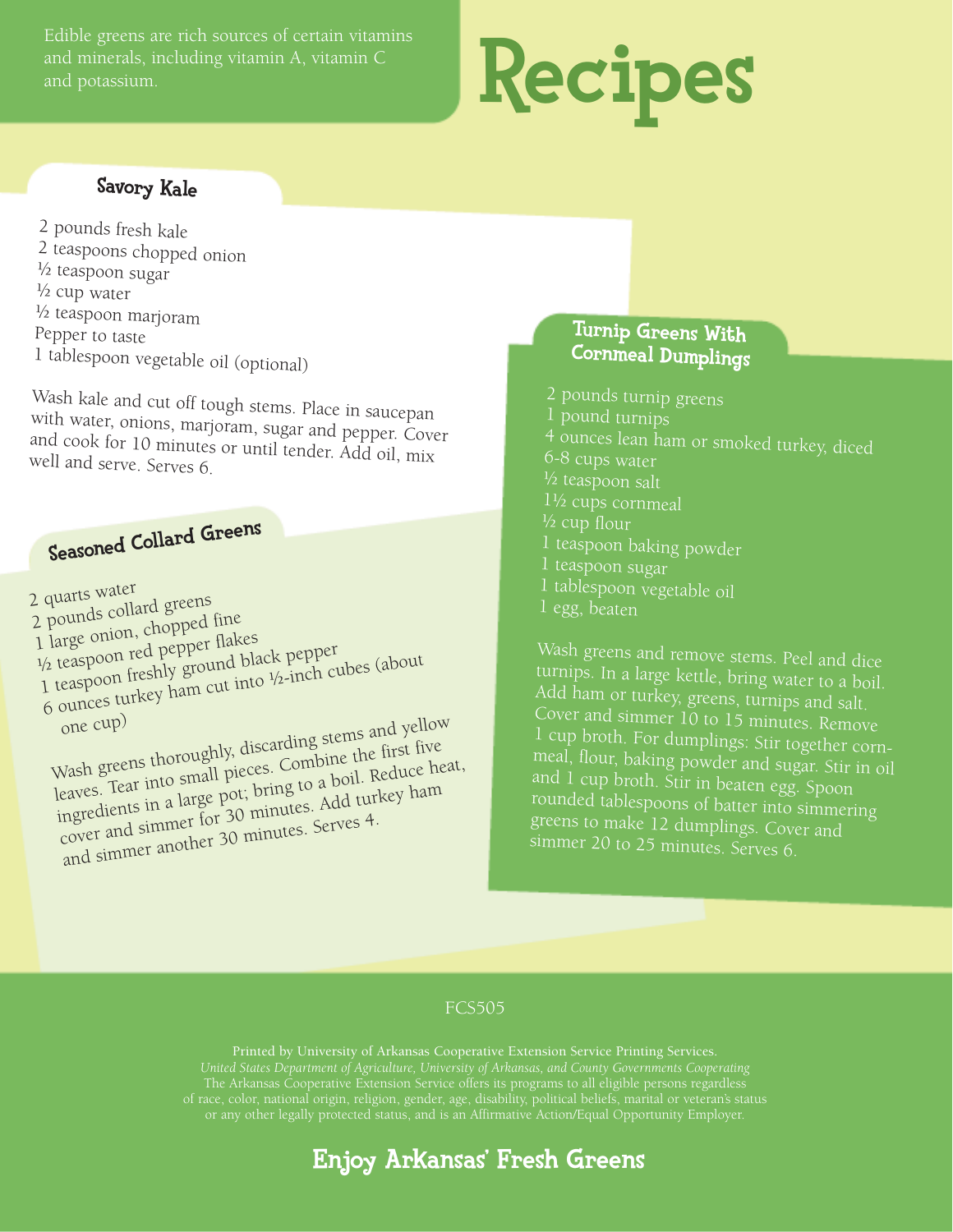Edible greens are rich sources of certain vitamins and minerals, including vitamin A, vitamin C and potassium.

# Recipes

## Savory Kale

2 pounds fresh kale
2 teaspoons chopped onion
½ teaspoon sugar
½ cup water
½ teaspoon marjoram
Pepper to taste
1 tablespoon vegetable oil (optional)

Wash kale and cut off tough stems. Place in saucepan with water, onions, marjoram, sugar and pepper. Cover and cook for 10 minutes or until tender. Add oil, mix well and serve. Serves 6.

## Seasoned Collard Greens

2 quarts water
2 pounds collard greens
1 large onion, chopped fine
½ teaspoon red pepper flakes
1 teaspoon freshly ground black pepper
6 ounces turkey ham cut into ½-inch cubes (about one cup)

Wash greens thoroughly, discarding stems and yellow leaves. Tear into small pieces. Combine the first five ingredients in a large pot; bring to a boil. Reduce heat, cover and simmer for 30 minutes. Add turkey ham and simmer another 30 minutes. Serves 4.

## Turnip Greens With Cornmeal Dumplings

2 pounds turnip greens
1 pound turnips
4 ounces lean ham or smoked turkey, diced
6-8 cups water
½ teaspoon salt
1½ cups cornmeal
½ cup flour
1 teaspoon baking powder
1 teaspoon sugar
1 tablespoon vegetable oil
1 egg, beaten

Wash greens and remove stems. Peel and dice turnips. In a large kettle, bring water to a boil. Add ham or turkey, greens, turnips and salt. Cover and simmer 10 to 15 minutes. Remove 1 cup broth. For dumplings: Stir together cornmeal, flour, baking powder and sugar. Stir in oil and 1 cup broth. Stir in beaten egg. Spoon rounded tablespoons of batter into simmering greens to make 12 dumplings. Cover and simmer 20 to 25 minutes. Serves 6.

FCS505

Printed by University of Arkansas Cooperative Extension Service Printing Services.
*United States Department of Agriculture, University of Arkansas, and County Governments Cooperating*
The Arkansas Cooperative Extension Service offers its programs to all eligible persons regardless of race, color, national origin, religion, gender, age, disability, political beliefs, marital or veteran's status or any other legally protected status, and is an Affirmative Action/Equal Opportunity Employer.

**Enjoy Arkansas' Fresh Greens**